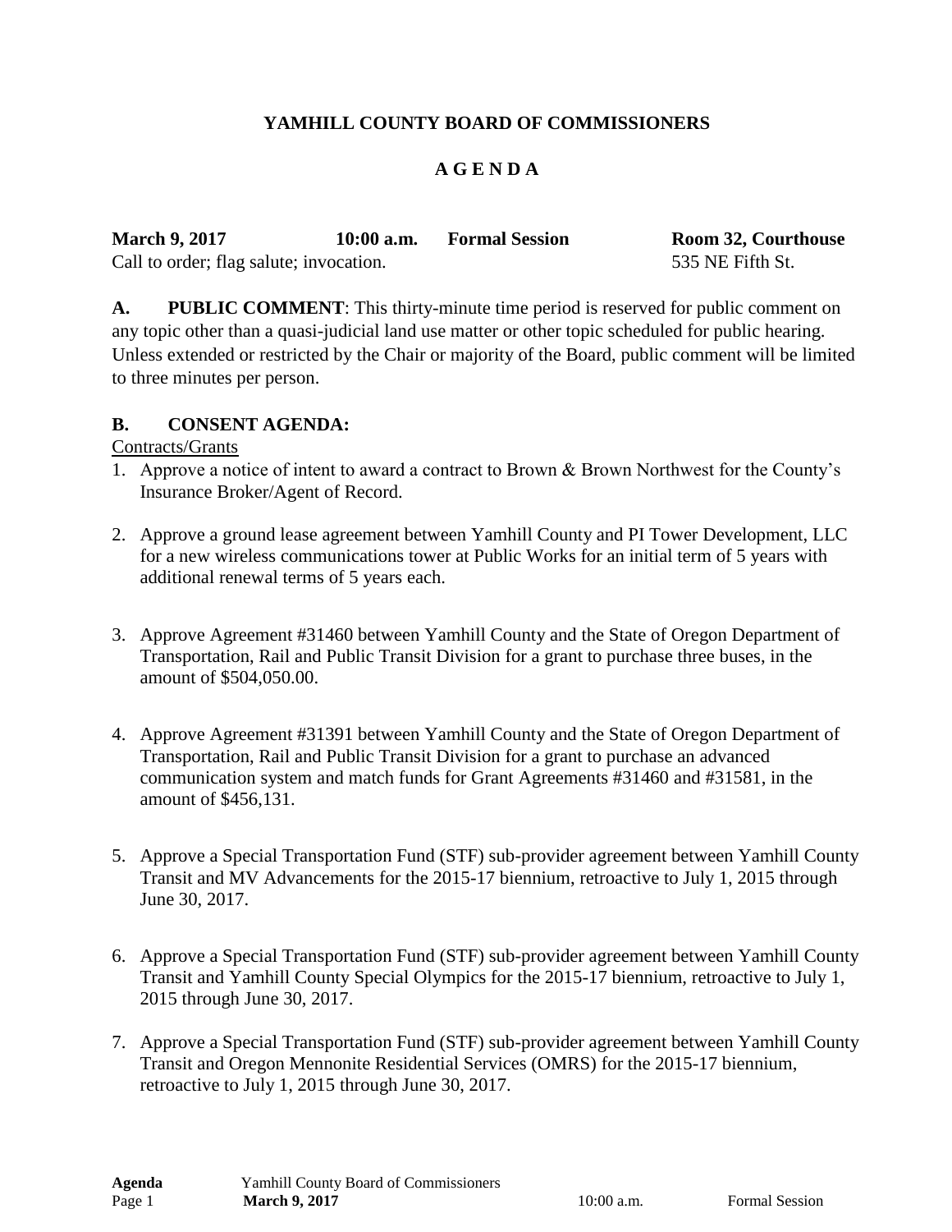# YAMHILL COUNTY BOARD OF COMMISSIONERS

## A G E N D A

**March 9, 2017** **10:00 a.m.** **Formal Session** **Room 32, Courthouse**
Call to order; flag salute; invocation. 535 NE Fifth St.

**A. PUBLIC COMMENT**: This thirty-minute time period is reserved for public comment on any topic other than a quasi-judicial land use matter or other topic scheduled for public hearing. Unless extended or restricted by the Chair or majority of the Board, public comment will be limited to three minutes per person.

**B. CONSENT AGENDA:**

Contracts/Grants

1. Approve a notice of intent to award a contract to Brown & Brown Northwest for the County's Insurance Broker/Agent of Record.

2. Approve a ground lease agreement between Yamhill County and PI Tower Development, LLC for a new wireless communications tower at Public Works for an initial term of 5 years with additional renewal terms of 5 years each.

3. Approve Agreement #31460 between Yamhill County and the State of Oregon Department of Transportation, Rail and Public Transit Division for a grant to purchase three buses, in the amount of $504,050.00.

4. Approve Agreement #31391 between Yamhill County and the State of Oregon Department of Transportation, Rail and Public Transit Division for a grant to purchase an advanced communication system and match funds for Grant Agreements #31460 and #31581, in the amount of $456,131.

5. Approve a Special Transportation Fund (STF) sub-provider agreement between Yamhill County Transit and MV Advancements for the 2015-17 biennium, retroactive to July 1, 2015 through June 30, 2017.

6. Approve a Special Transportation Fund (STF) sub-provider agreement between Yamhill County Transit and Yamhill County Special Olympics for the 2015-17 biennium, retroactive to July 1, 2015 through June 30, 2017.

7. Approve a Special Transportation Fund (STF) sub-provider agreement between Yamhill County Transit and Oregon Mennonite Residential Services (OMRS) for the 2015-17 biennium, retroactive to July 1, 2015 through June 30, 2017.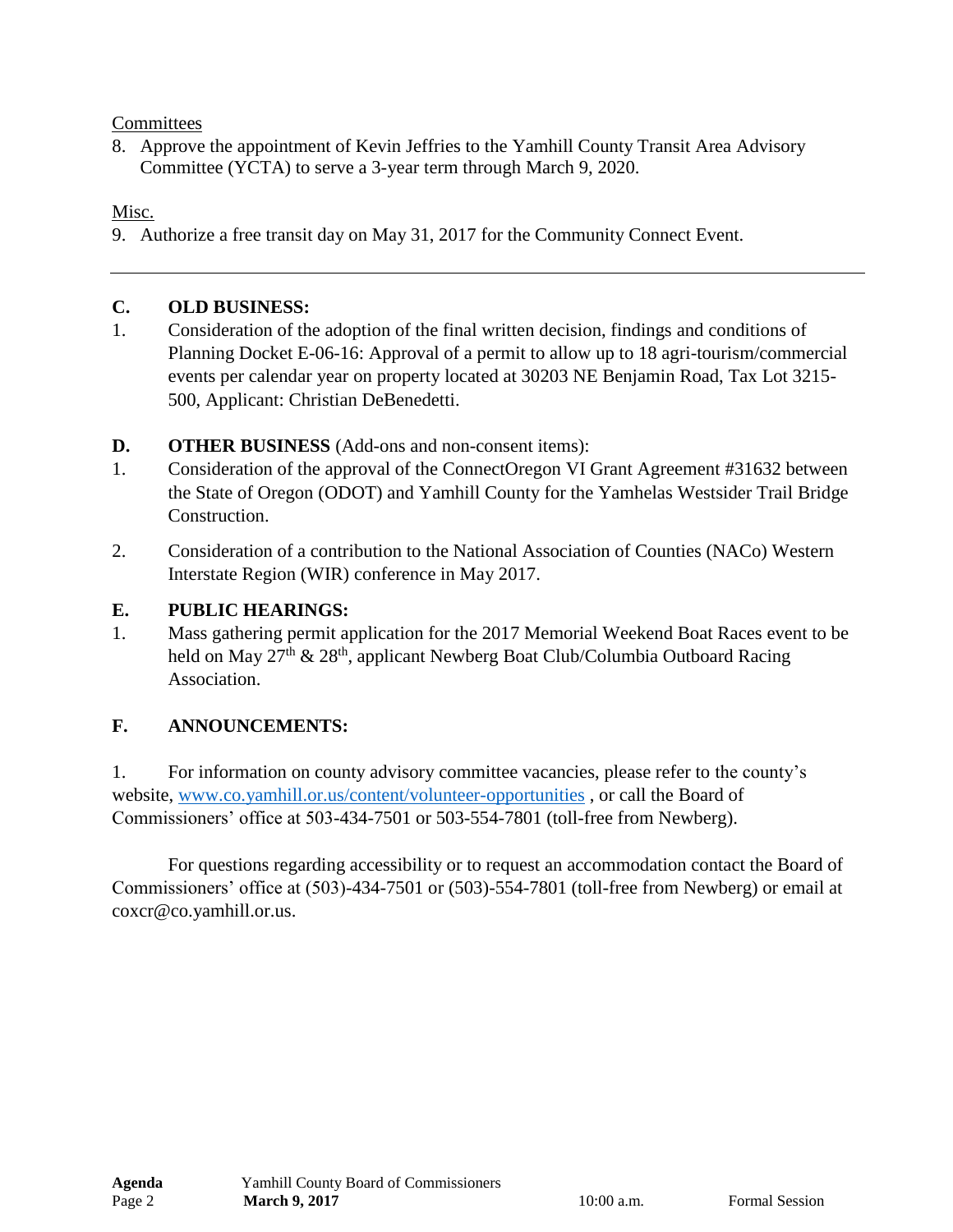Committees

8. Approve the appointment of Kevin Jeffries to the Yamhill County Transit Area Advisory Committee (YCTA) to serve a 3-year term through March 9, 2020.

Misc.

9. Authorize a free transit day on May 31, 2017 for the Community Connect Event.

---

## C. OLD BUSINESS:

1. Consideration of the adoption of the final written decision, findings and conditions of Planning Docket E-06-16: Approval of a permit to allow up to 18 agri-tourism/commercial events per calendar year on property located at 30203 NE Benjamin Road, Tax Lot 3215-500, Applicant: Christian DeBenedetti.

## D. OTHER BUSINESS (Add-ons and non-consent items):

1. Consideration of the approval of the ConnectOregon VI Grant Agreement #31632 between the State of Oregon (ODOT) and Yamhill County for the Yamhelas Westsider Trail Bridge Construction.

2. Consideration of a contribution to the National Association of Counties (NACo) Western Interstate Region (WIR) conference in May 2017.

## E. PUBLIC HEARINGS:

1. Mass gathering permit application for the 2017 Memorial Weekend Boat Races event to be held on May 27th & 28th, applicant Newberg Boat Club/Columbia Outboard Racing Association.

## F. ANNOUNCEMENTS:

1. For information on county advisory committee vacancies, please refer to the county's website, www.co.yamhill.or.us/content/volunteer-opportunities , or call the Board of Commissioners' office at 503-434-7501 or 503-554-7801 (toll-free from Newberg).

For questions regarding accessibility or to request an accommodation contact the Board of Commissioners' office at (503)-434-7501 or (503)-554-7801 (toll-free from Newberg) or email at coxcr@co.yamhill.or.us.